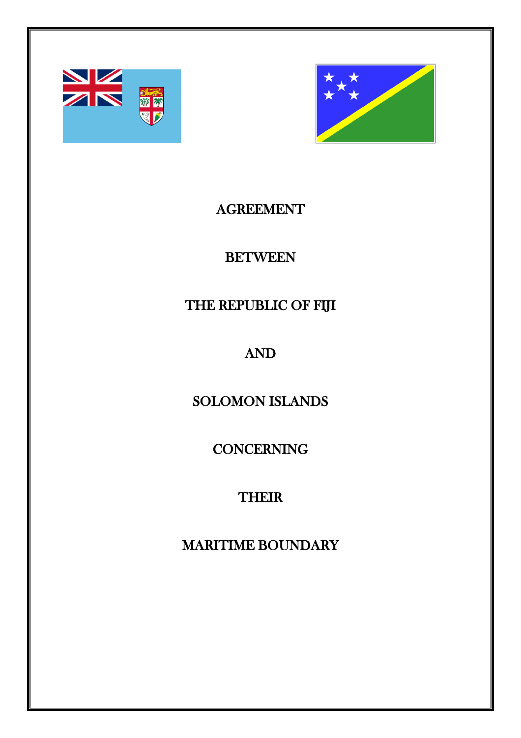# AGREEMENT

# BETWEEN

# THE REPUBLIC OF FIJI

# AND

# SOLOMON ISLANDS

# CONCERNING

# THEIR

# MARITIME BOUNDARY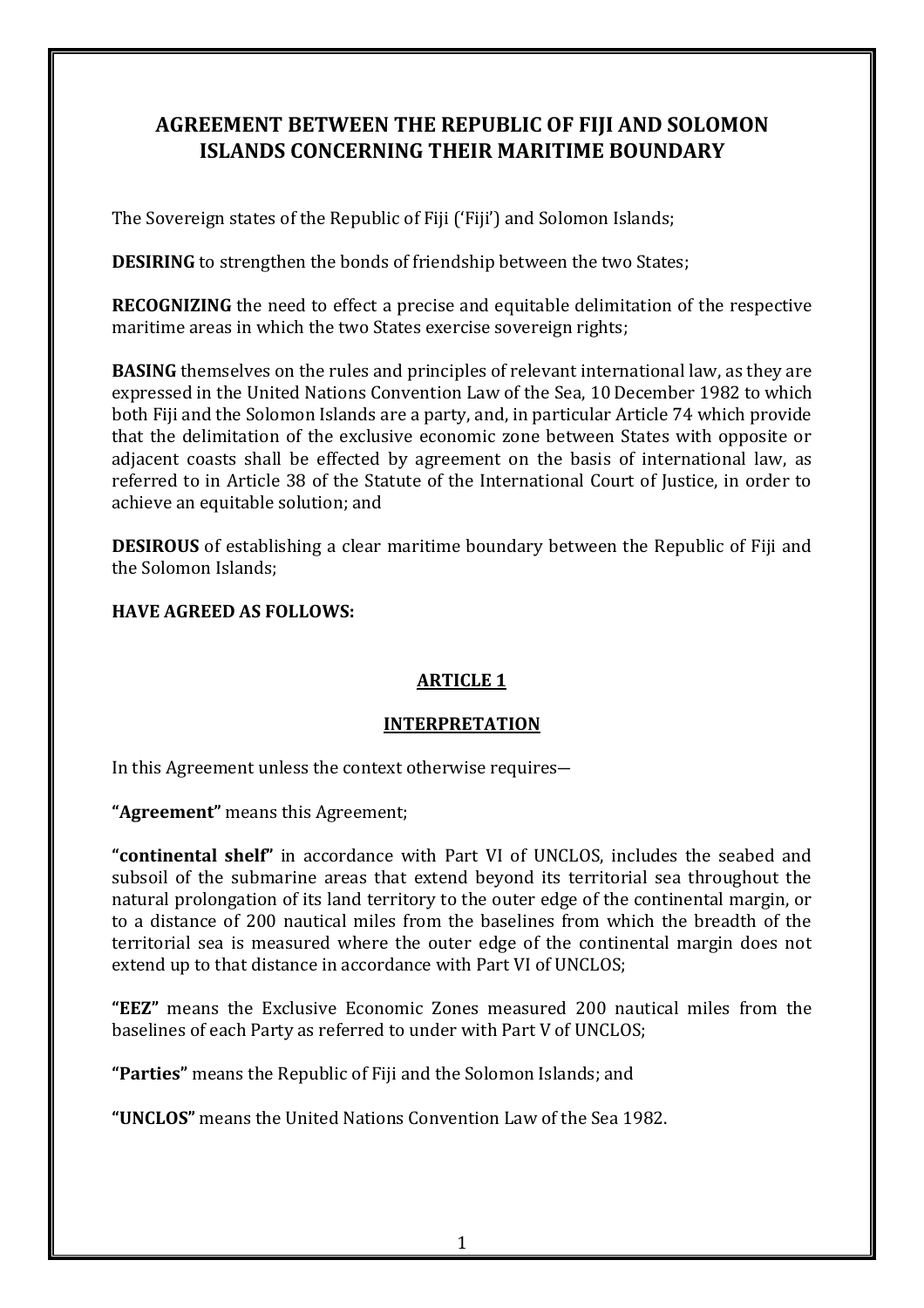# AGREEMENT BETWEEN THE REPUBLIC OF FIJI AND SOLOMON ISLANDS CONCERNING THEIR MARITIME BOUNDARY

The Sovereign states of the Republic of Fiji ('Fiji') and Solomon Islands;

**DESIRING** to strengthen the bonds of friendship between the two States;

**RECOGNIZING** the need to effect a precise and equitable delimitation of the respective maritime areas in which the two States exercise sovereign rights;

**BASING** themselves on the rules and principles of relevant international law, as they are expressed in the United Nations Convention Law of the Sea, 10 December 1982 to which both Fiji and the Solomon Islands are a party, and, in particular Article 74 which provide that the delimitation of the exclusive economic zone between States with opposite or adjacent coasts shall be effected by agreement on the basis of international law, as referred to in Article 38 of the Statute of the International Court of Justice, in order to achieve an equitable solution; and

**DESIROUS** of establishing a clear maritime boundary between the Republic of Fiji and the Solomon Islands;

**HAVE AGREED AS FOLLOWS:**

## ARTICLE 1

## INTERPRETATION

In this Agreement unless the context otherwise requires—

**"Agreement"** means this Agreement;

**"continental shelf"** in accordance with Part VI of UNCLOS, includes the seabed and subsoil of the submarine areas that extend beyond its territorial sea throughout the natural prolongation of its land territory to the outer edge of the continental margin, or to a distance of 200 nautical miles from the baselines from which the breadth of the territorial sea is measured where the outer edge of the continental margin does not extend up to that distance in accordance with Part VI of UNCLOS;

**"EEZ"** means the Exclusive Economic Zones measured 200 nautical miles from the baselines of each Party as referred to under with Part V of UNCLOS;

**"Parties"** means the Republic of Fiji and the Solomon Islands; and

**"UNCLOS"** means the United Nations Convention Law of the Sea 1982.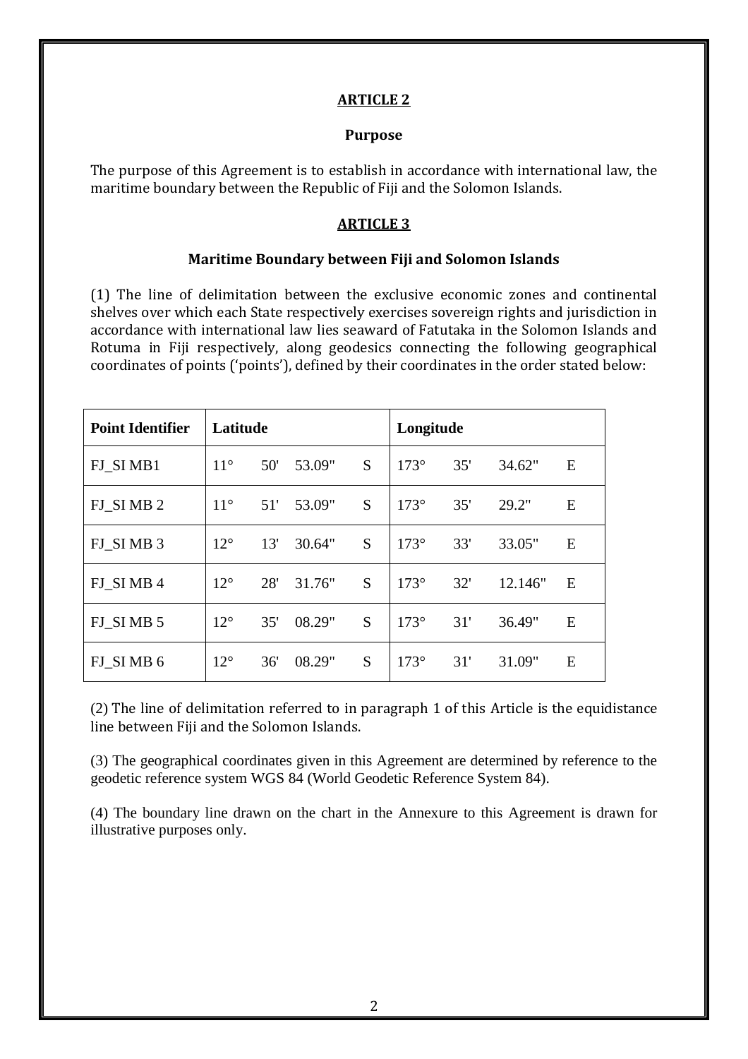## ARTICLE 2

### Purpose

The purpose of this Agreement is to establish in accordance with international law, the maritime boundary between the Republic of Fiji and the Solomon Islands.

## ARTICLE 3

### Maritime Boundary between Fiji and Solomon Islands

(1) The line of delimitation between the exclusive economic zones and continental shelves over which each State respectively exercises sovereign rights and jurisdiction in accordance with international law lies seaward of Fatutaka in the Solomon Islands and Rotuma in Fiji respectively, along geodesics connecting the following geographical coordinates of points ('points'), defined by their coordinates in the order stated below:

| Point Identifier | Latitude | | | | Longitude | | | |
|---|---|---|---|---|---|---|---|---|
| FJ_SI MB1 | 11° | 50' | 53.09" | S | 173° | 35' | 34.62" | E |
| FJ_SI MB 2 | 11° | 51' | 53.09" | S | 173° | 35' | 29.2" | E |
| FJ_SI MB 3 | 12° | 13' | 30.64" | S | 173° | 33' | 33.05" | E |
| FJ_SI MB 4 | 12° | 28' | 31.76" | S | 173° | 32' | 12.146" | E |
| FJ_SI MB 5 | 12° | 35' | 08.29" | S | 173° | 31' | 36.49" | E |
| FJ_SI MB 6 | 12° | 36' | 08.29" | S | 173° | 31' | 31.09" | E |

(2) The line of delimitation referred to in paragraph 1 of this Article is the equidistance line between Fiji and the Solomon Islands.

(3) The geographical coordinates given in this Agreement are determined by reference to the geodetic reference system WGS 84 (World Geodetic Reference System 84).

(4) The boundary line drawn on the chart in the Annexure to this Agreement is drawn for illustrative purposes only.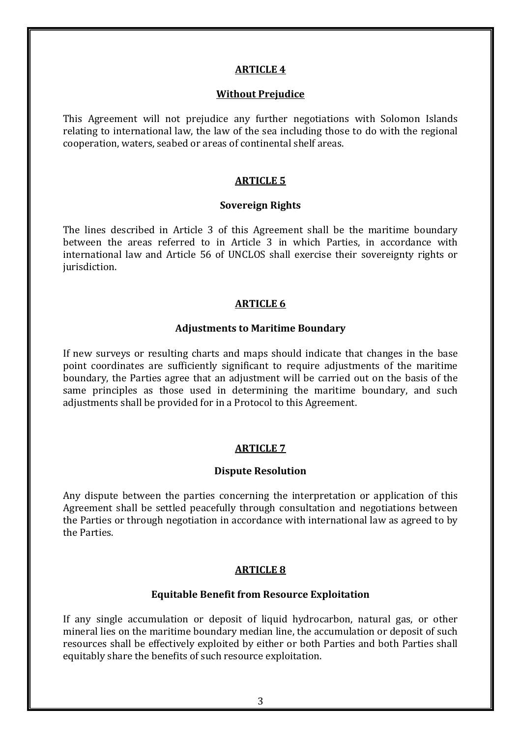## ARTICLE 4

### Without Prejudice

This Agreement will not prejudice any further negotiations with Solomon Islands relating to international law, the law of the sea including those to do with the regional cooperation, waters, seabed or areas of continental shelf areas.

## ARTICLE 5

### Sovereign Rights

The lines described in Article 3 of this Agreement shall be the maritime boundary between the areas referred to in Article 3 in which Parties, in accordance with international law and Article 56 of UNCLOS shall exercise their sovereignty rights or jurisdiction.

## ARTICLE 6

### Adjustments to Maritime Boundary

If new surveys or resulting charts and maps should indicate that changes in the base point coordinates are sufficiently significant to require adjustments of the maritime boundary, the Parties agree that an adjustment will be carried out on the basis of the same principles as those used in determining the maritime boundary, and such adjustments shall be provided for in a Protocol to this Agreement.

## ARTICLE 7

### Dispute Resolution

Any dispute between the parties concerning the interpretation or application of this Agreement shall be settled peacefully through consultation and negotiations between the Parties or through negotiation in accordance with international law as agreed to by the Parties.

## ARTICLE 8

### Equitable Benefit from Resource Exploitation

If any single accumulation or deposit of liquid hydrocarbon, natural gas, or other mineral lies on the maritime boundary median line, the accumulation or deposit of such resources shall be effectively exploited by either or both Parties and both Parties shall equitably share the benefits of such resource exploitation.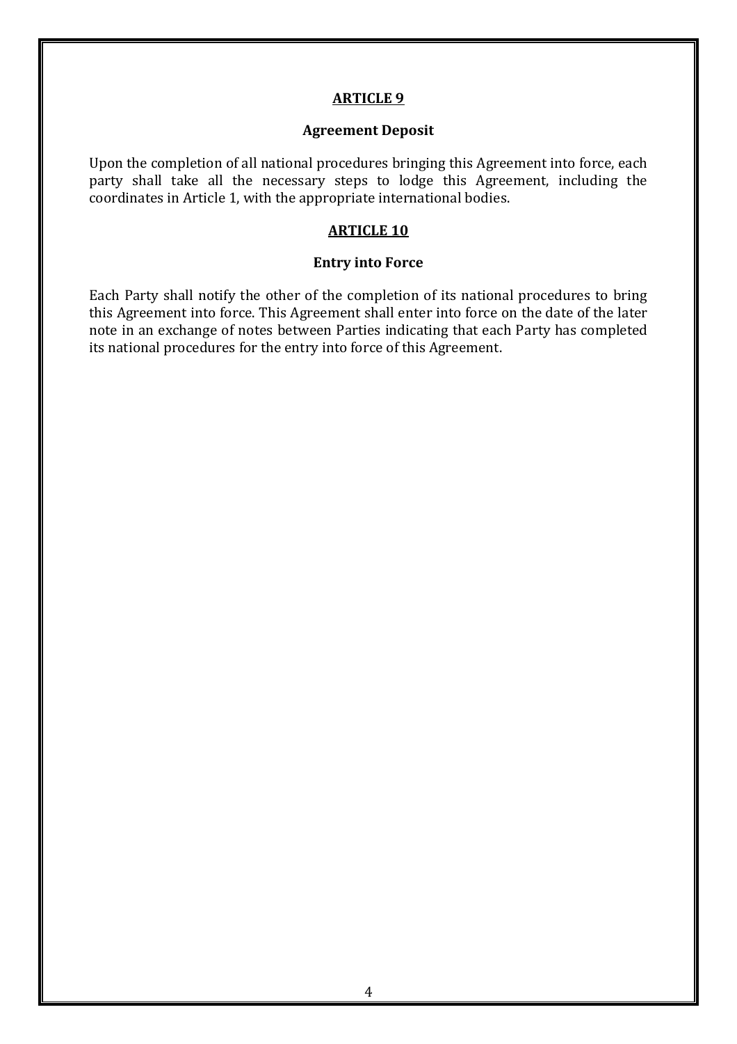## ARTICLE 9

### Agreement Deposit

Upon the completion of all national procedures bringing this Agreement into force, each party shall take all the necessary steps to lodge this Agreement, including the coordinates in Article 1, with the appropriate international bodies.

## ARTICLE 10

### Entry into Force

Each Party shall notify the other of the completion of its national procedures to bring this Agreement into force. This Agreement shall enter into force on the date of the later note in an exchange of notes between Parties indicating that each Party has completed its national procedures for the entry into force of this Agreement.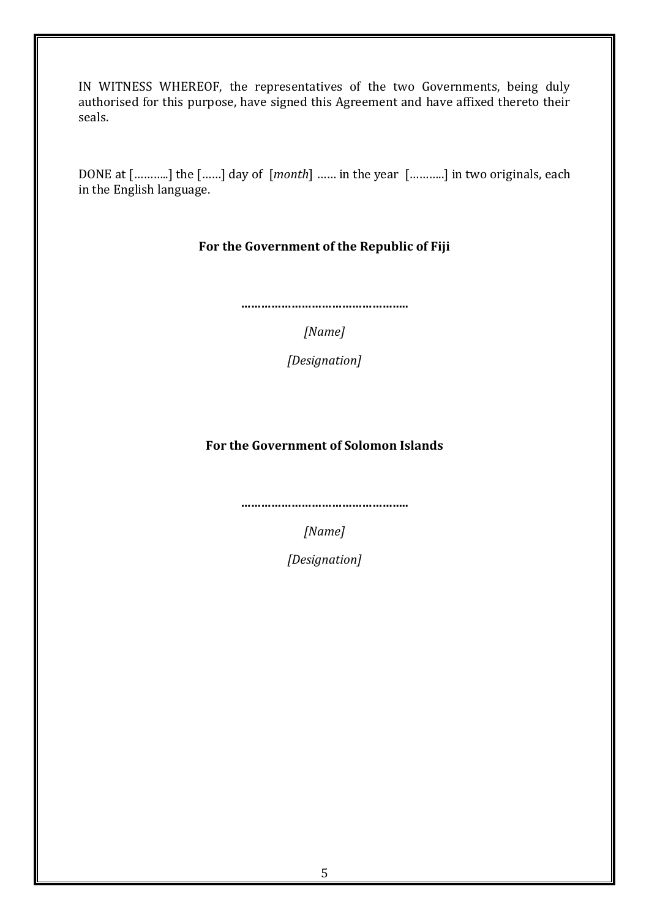IN WITNESS WHEREOF, the representatives of the two Governments, being duly authorised for this purpose, have signed this Agreement and have affixed thereto their seals.

DONE at [………..] the [……] day of [*month*] …… in the year [………..] in two originals, each in the English language.

**For the Government of the Republic of Fiji**

**…………………………………………..**

*[Name]*

*[Designation]*

**For the Government of Solomon Islands**

**…………………………………………..**

*[Name]*

*[Designation]*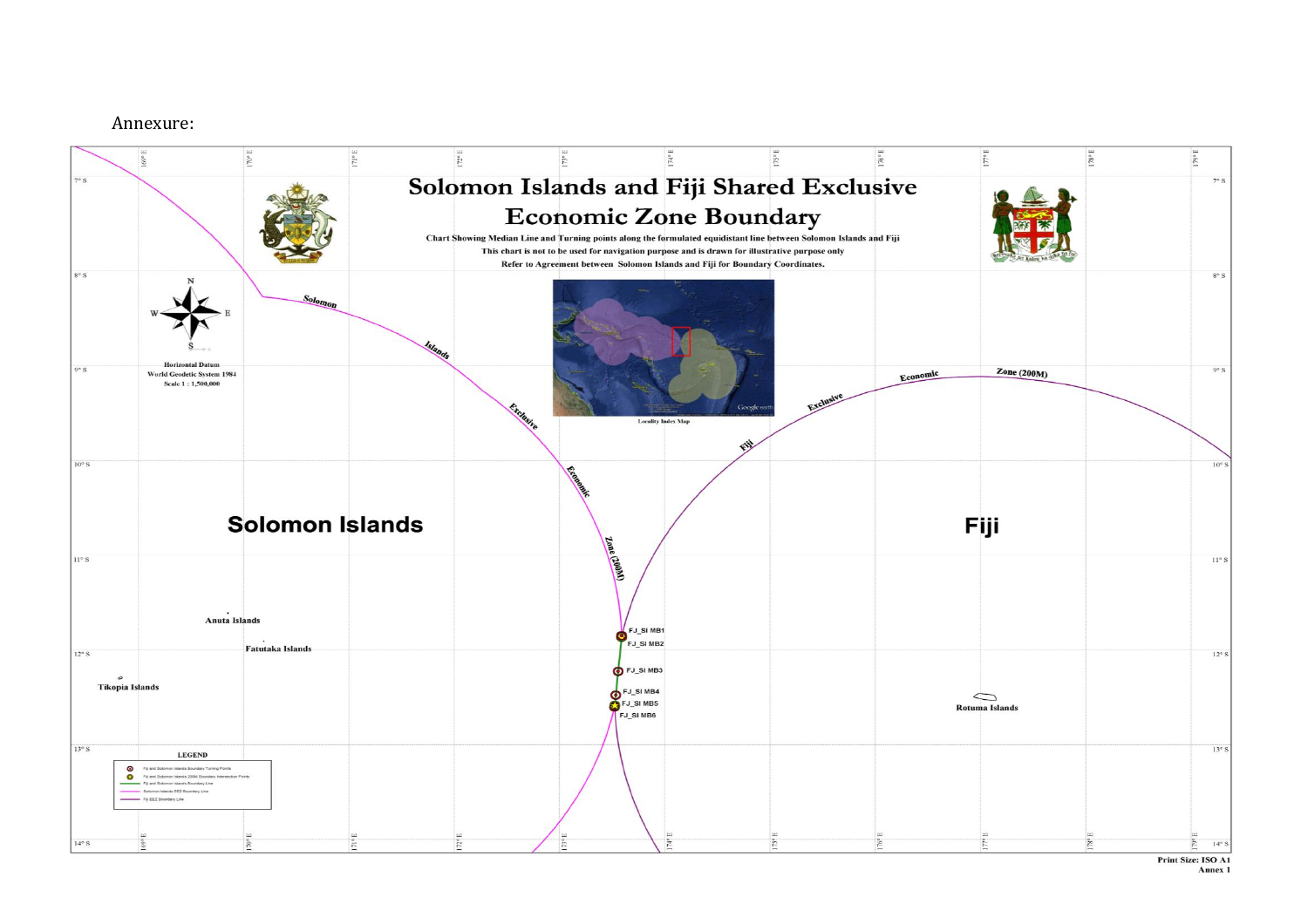Annexure:

# Solomon Islands and Fiji Shared Exclusive Economic Zone Boundary

Chart Showing Median Line and Turning points along the formulated equidistant line between Solomon Islands and Fiji

This chart is not to be used for navigation purpose and is drawn for illustrative purpose only

Refer to Agreement between Solomon Islands and Fiji for Boundary Coordinates.

Horizontal Datum
World Geodetic System 1984
Scale 1 : 1,500,000

Locality Index Map

169° E
170° E
171° E
172° E
173° E
174° E
175° E
176° E
177° E
178° E
179° E

7° S
8° S
9° S
10° S
11° S
12° S
13° S
14° S

Solomon Islands Exclusive Economic Zone (200M)

Fiji Exclusive Economic Zone (200M)

Solomon Islands

Fiji

Anuta Islands

Fatutaka Islands

Tikopia Islands

Rotuma Islands

FJ_SI MB1
FJ_SI MB2
FJ_SI MB3
FJ_SI MB4
FJ_SI MB5
FJ_SI MB6

LEGEND

Fiji and Solomon Islands Boundary Turning Points
Fiji and Solomon Islands 200M Boundary Intersection Points
Fiji and Solomon Islands Boundary Line
Solomon Islands EEZ Boundary Line
Fiji EEZ Boundary Line

Print Size: ISO A1
Annex 1